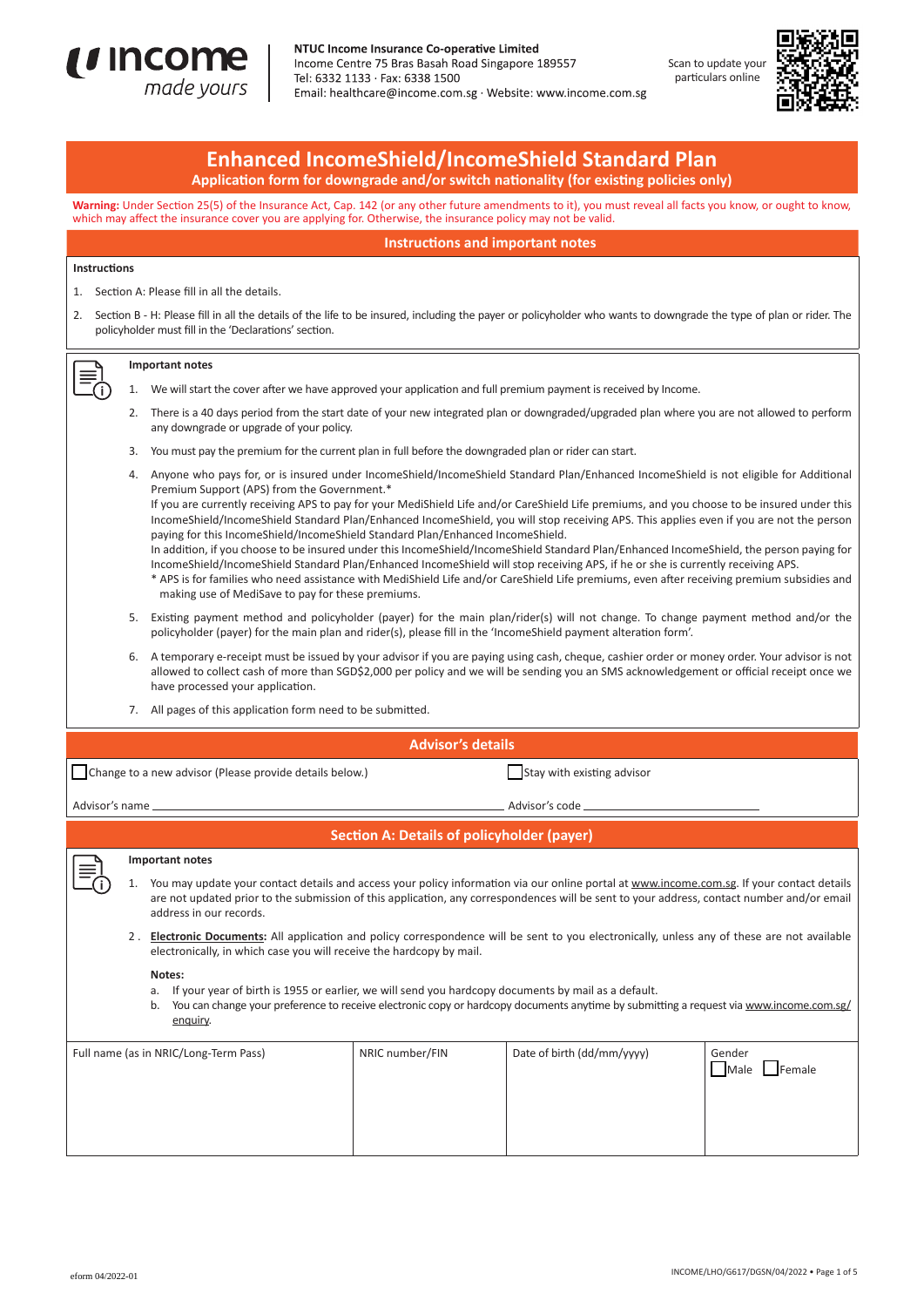NTUC Income Insurance Co-operative Limited
Income Centre 75 Bras Basah Road Singapore 189557
Tel: 6332 1133 · Fax: 6338 1500
Email: healthcare@income.com.sg · Website: www.income.com.sg

Scan to update your particulars online

# Enhanced IncomeShield/IncomeShield Standard Plan

## Application form for downgrade and/or switch nationality (for existing policies only)

**Warning:** Under Section 25(5) of the Insurance Act, Cap. 142 (or any other future amendments to it), you must reveal all facts you know, or ought to know, which may affect the insurance cover you are applying for. Otherwise, the insurance policy may not be valid.

## Instructions and important notes

**Instructions**

1. Section A: Please fill in all the details.
2. Section B - H: Please fill in all the details of the life to be insured, including the payer or policyholder who wants to downgrade the type of plan or rider. The policyholder must fill in the 'Declarations' section.

**Important notes**

1. We will start the cover after we have approved your application and full premium payment is received by Income.
2. There is a 40 days period from the start date of your new integrated plan or downgraded/upgraded plan where you are not allowed to perform any downgrade or upgrade of your policy.
3. You must pay the premium for the current plan in full before the downgraded plan or rider can start.
4. Anyone who pays for, or is insured under IncomeShield/IncomeShield Standard Plan/Enhanced IncomeShield is not eligible for Additional Premium Support (APS) from the Government.*
   If you are currently receiving APS to pay for your MediShield Life and/or CareShield Life premiums, and you choose to be insured under this IncomeShield/IncomeShield Standard Plan/Enhanced IncomeShield, you will stop receiving APS. This applies even if you are not the person paying for this IncomeShield/IncomeShield Standard Plan/Enhanced IncomeShield.
   In addition, if you choose to be insured under this IncomeShield/IncomeShield Standard Plan/Enhanced IncomeShield, the person paying for IncomeShield/IncomeShield Standard Plan/Enhanced IncomeShield will stop receiving APS, if he or she is currently receiving APS.
   * APS is for families who need assistance with MediShield Life and/or CareShield Life premiums, even after receiving premium subsidies and making use of MediSave to pay for these premiums.
5. Existing payment method and policyholder (payer) for the main plan/rider(s) will not change. To change payment method and/or the policyholder (payer) for the main plan and rider(s), please fill in the 'IncomeShield payment alteration form'.
6. A temporary e-receipt must be issued by your advisor if you are paying using cash, cheque, cashier order or money order. Your advisor is not allowed to collect cash of more than SGD$2,000 per policy and we will be sending you an SMS acknowledgement or official receipt once we have processed your application.
7. All pages of this application form need to be submitted.

## Advisor's details

☐ Change to a new advisor (Please provide details below.) ☐ Stay with existing advisor

Advisor's name ____________________ Advisor's code ____________________

## Section A: Details of policyholder (payer)

**Important notes**

1. You may update your contact details and access your policy information via our online portal at www.income.com.sg. If your contact details are not updated prior to the submission of this application, any correspondences will be sent to your address, contact number and/or email address in our records.
2. **Electronic Documents:** All application and policy correspondence will be sent to you electronically, unless any of these are not available electronically, in which case you will receive the hardcopy by mail.

**Notes:**

a. If your year of birth is 1955 or earlier, we will send you hardcopy documents by mail as a default.
b. You can change your preference to receive electronic copy or hardcopy documents anytime by submitting a request via www.income.com.sg/enquiry.

| Full name (as in NRIC/Long-Term Pass) | NRIC number/FIN | Date of birth (dd/mm/yyyy) | Gender ☐ Male ☐ Female |
|---|---|---|---|
| | | | |

eform 04/2022-01

INCOME/LHO/G617/DGSN/04/2022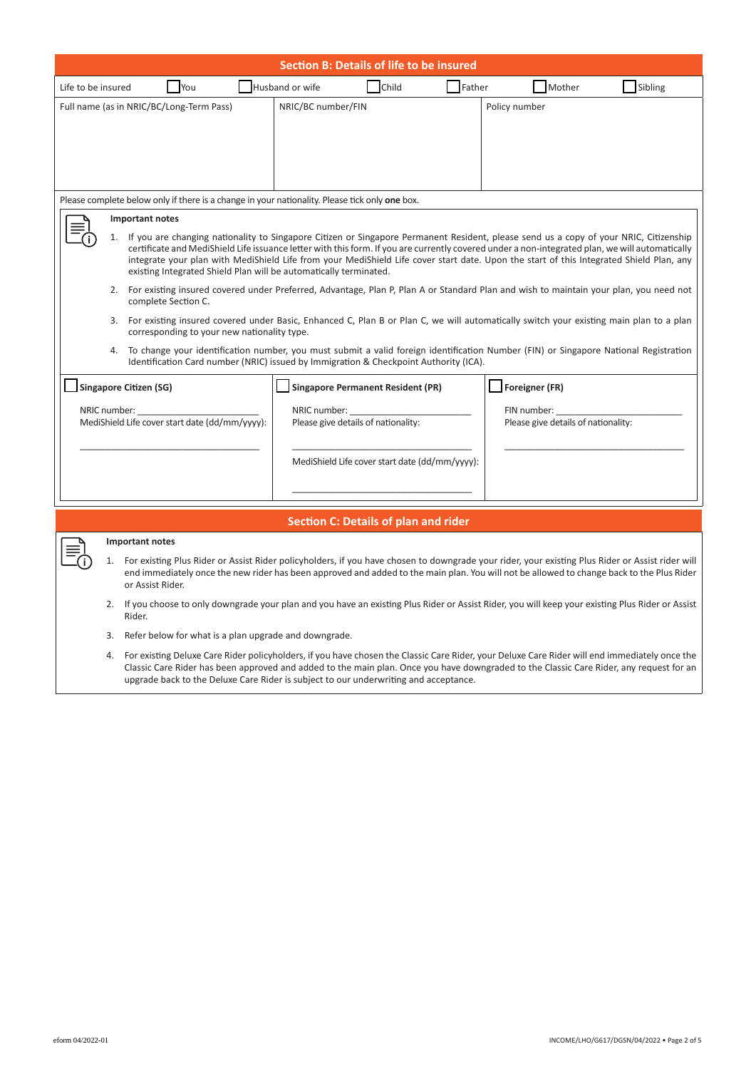## Section B: Details of life to be insured

| Life to be insured | ☐ You | ☐ Husband or wife | ☐ Child | ☐ Father | ☐ Mother | ☐ Sibling |
|---|---|---|---|---|---|---|

| Full name (as in NRIC/BC/Long-Term Pass) | NRIC/BC number/FIN | Policy number |
|---|---|---|
| | | |

Please complete below only if there is a change in your nationality. Please tick only **one** box.

**Important notes**

1. If you are changing nationality to Singapore Citizen or Singapore Permanent Resident, please send us a copy of your NRIC, Citizenship certificate and MediShield Life issuance letter with this form. If you are currently covered under a non-integrated plan, we will automatically integrate your plan with MediShield Life from your MediShield Life cover start date. Upon the start of this Integrated Shield Plan, any existing Integrated Shield Plan will be automatically terminated.
2. For existing insured covered under Preferred, Advantage, Plan P, Plan A or Standard Plan and wish to maintain your plan, you need not complete Section C.
3. For existing insured covered under Basic, Enhanced C, Plan B or Plan C, we will automatically switch your existing main plan to a plan corresponding to your new nationality type.
4. To change your identification number, you must submit a valid foreign identification Number (FIN) or Singapore National Registration Identification Card number (NRIC) issued by Immigration & Checkpoint Authority (ICA).

| ☐ **Singapore Citizen (SG)** | ☐ **Singapore Permanent Resident (PR)** | ☐ **Foreigner (FR)** |
|---|---|---|
| NRIC number: ____________________ | NRIC number: ____________________ | FIN number: ____________________ |
| MediShield Life cover start date (dd/mm/yyyy): ____________________ | Please give details of nationality: ____________________ | Please give details of nationality: ____________________ |
| | MediShield Life cover start date (dd/mm/yyyy): ____________________ | |

## Section C: Details of plan and rider

**Important notes**

1. For existing Plus Rider or Assist Rider policyholders, if you have chosen to downgrade your rider, your existing Plus Rider or Assist rider will end immediately once the new rider has been approved and added to the main plan. You will not be allowed to change back to the Plus Rider or Assist Rider.
2. If you choose to only downgrade your plan and you have an existing Plus Rider or Assist Rider, you will keep your existing Plus Rider or Assist Rider.
3. Refer below for what is a plan upgrade and downgrade.
4. For existing Deluxe Care Rider policyholders, if you have chosen the Classic Care Rider, your Deluxe Care Rider will end immediately once the Classic Care Rider has been approved and added to the main plan. Once you have downgraded to the Classic Care Rider, any request for an upgrade back to the Deluxe Care Rider is subject to our underwriting and acceptance.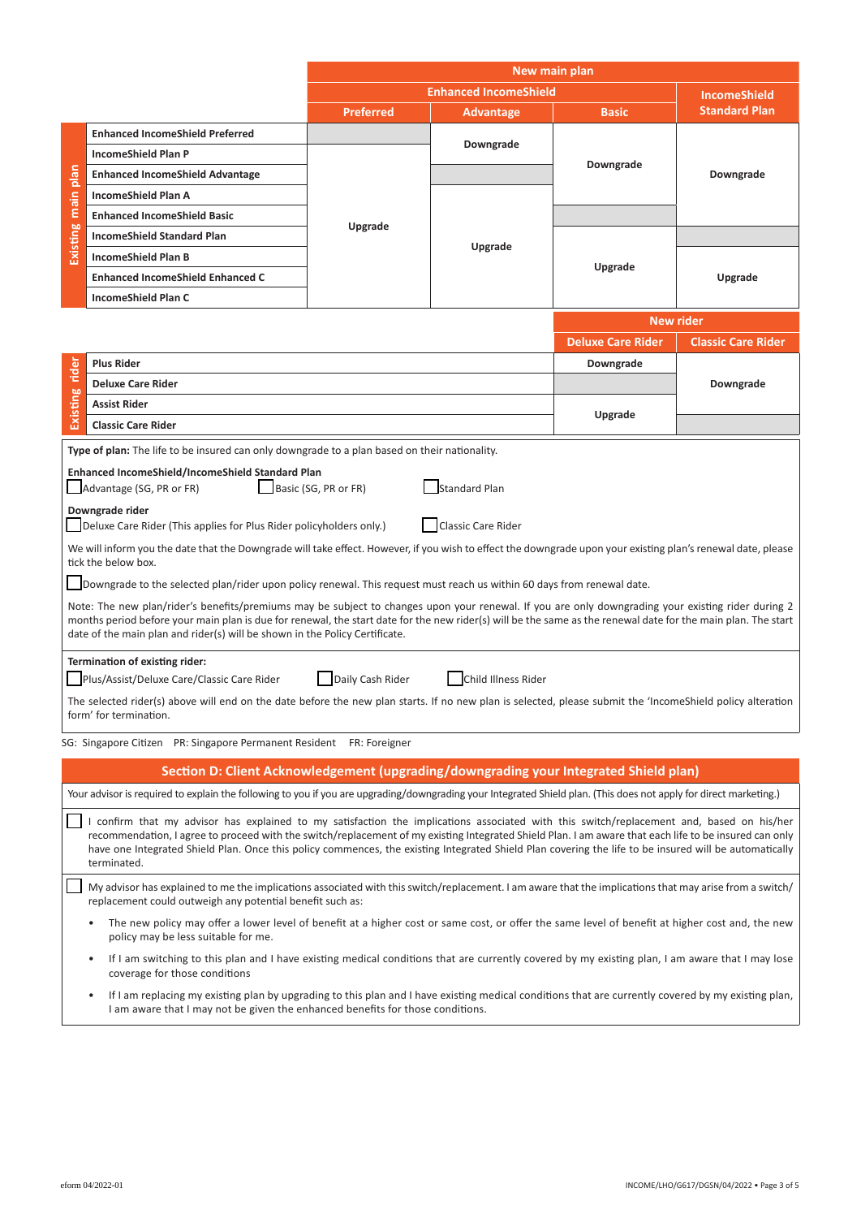| Existing main plan | New main plan: Enhanced IncomeShield – Preferred | New main plan: Enhanced IncomeShield – Advantage | New main plan: Enhanced IncomeShield – Basic | New main plan: IncomeShield Standard Plan |
|---|---|---|---|---|
| Enhanced IncomeShield Preferred | | Downgrade | Downgrade | Downgrade |
| IncomeShield Plan P | Upgrade | Downgrade | Downgrade | Downgrade |
| Enhanced IncomeShield Advantage | Upgrade | | Downgrade | Downgrade |
| IncomeShield Plan A | Upgrade | Upgrade | Downgrade | Downgrade |
| Enhanced IncomeShield Basic | Upgrade | Upgrade | | Downgrade |
| IncomeShield Standard Plan | Upgrade | Upgrade | Upgrade | |
| IncomeShield Plan B | Upgrade | Upgrade | Upgrade | Upgrade |
| Enhanced IncomeShield Enhanced C | Upgrade | Upgrade | Upgrade | Upgrade |
| IncomeShield Plan C | Upgrade | Upgrade | Upgrade | Upgrade |

| Existing rider | New rider: Deluxe Care Rider | New rider: Classic Care Rider |
|---|---|---|
| Plus Rider | Downgrade | Downgrade |
| Deluxe Care Rider | | Downgrade |
| Assist Rider | Upgrade | Downgrade |
| Classic Care Rider | Upgrade | |

**Type of plan:** The life to be insured can only downgrade to a plan based on their nationality.

**Enhanced IncomeShield/IncomeShield Standard Plan**

☐ Advantage (SG, PR or FR) ☐ Basic (SG, PR or FR) ☐ Standard Plan

**Downgrade rider**

☐ Deluxe Care Rider (This applies for Plus Rider policyholders only.) ☐ Classic Care Rider

We will inform you the date that the Downgrade will take effect. However, if you wish to effect the downgrade upon your existing plan's renewal date, please tick the below box.

☐ Downgrade to the selected plan/rider upon policy renewal. This request must reach us within 60 days from renewal date.

Note: The new plan/rider's benefits/premiums may be subject to changes upon your renewal. If you are only downgrading your existing rider during 2 months period before your main plan is due for renewal, the start date for the new rider(s) will be the same as the renewal date for the main plan. The start date of the main plan and rider(s) will be shown in the Policy Certificate.

**Termination of existing rider:**

☐ Plus/Assist/Deluxe Care/Classic Care Rider ☐ Daily Cash Rider ☐ Child Illness Rider

The selected rider(s) above will end on the date before the new plan starts. If no new plan is selected, please submit the 'IncomeShield policy alteration form' for termination.

SG: Singapore Citizen PR: Singapore Permanent Resident FR: Foreigner

## Section D: Client Acknowledgement (upgrading/downgrading your Integrated Shield plan)

Your advisor is required to explain the following to you if you are upgrading/downgrading your Integrated Shield plan. (This does not apply for direct marketing.)

☐ I confirm that my advisor has explained to my satisfaction the implications associated with this switch/replacement and, based on his/her recommendation, I agree to proceed with the switch/replacement of my existing Integrated Shield Plan. I am aware that each life to be insured can only have one Integrated Shield Plan. Once this policy commences, the existing Integrated Shield Plan covering the life to be insured will be automatically terminated.

☐ My advisor has explained to me the implications associated with this switch/replacement. I am aware that the implications that may arise from a switch/replacement could outweigh any potential benefit such as:

- The new policy may offer a lower level of benefit at a higher cost or same cost, or offer the same level of benefit at higher cost and, the new policy may be less suitable for me.
- If I am switching to this plan and I have existing medical conditions that are currently covered by my existing plan, I am aware that I may lose coverage for those conditions
- If I am replacing my existing plan by upgrading to this plan and I have existing medical conditions that are currently covered by my existing plan, I am aware that I may not be given the enhanced benefits for those conditions.

eform 04/2022-01 INCOME/LHO/G617/DGSN/04/2022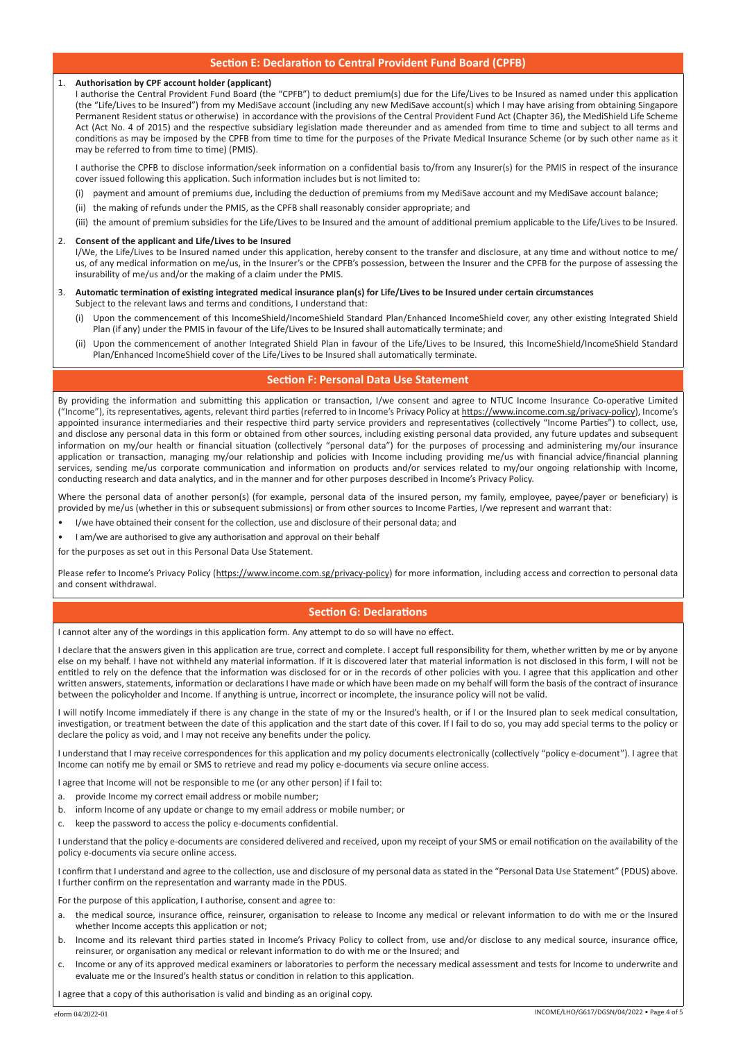## Section E: Declaration to Central Provident Fund Board (CPFB)

1. **Authorisation by CPF account holder (applicant)**

   I authorise the Central Provident Fund Board (the "CPFB") to deduct premium(s) due for the Life/Lives to be Insured as named under this application (the "Life/Lives to be Insured") from my MediSave account (including any new MediSave account(s) which I may have arising from obtaining Singapore Permanent Resident status or otherwise) in accordance with the provisions of the Central Provident Fund Act (Chapter 36), the MediShield Life Scheme Act (Act No. 4 of 2015) and the respective subsidiary legislation made thereunder and as amended from time to time and subject to all terms and conditions as may be imposed by the CPFB from time to time for the purposes of the Private Medical Insurance Scheme (or by such other name as it may be referred to from time to time) (PMIS).

   I authorise the CPFB to disclose information/seek information on a confidential basis to/from any Insurer(s) for the PMIS in respect of the insurance cover issued following this application. Such information includes but is not limited to:

   (i) payment and amount of premiums due, including the deduction of premiums from my MediSave account and my MediSave account balance;

   (ii) the making of refunds under the PMIS, as the CPFB shall reasonably consider appropriate; and

   (iii) the amount of premium subsidies for the Life/Lives to be Insured and the amount of additional premium applicable to the Life/Lives to be Insured.

2. **Consent of the applicant and Life/Lives to be Insured**

   I/We, the Life/Lives to be Insured named under this application, hereby consent to the transfer and disclosure, at any time and without notice to me/us, of any medical information on me/us, in the Insurer's or the CPFB's possession, between the Insurer and the CPFB for the purpose of assessing the insurability of me/us and/or the making of a claim under the PMIS.

3. **Automatic termination of existing integrated medical insurance plan(s) for Life/Lives to be Insured under certain circumstances**

   Subject to the relevant laws and terms and conditions, I understand that:

   (i) Upon the commencement of this IncomeShield/IncomeShield Standard Plan/Enhanced IncomeShield cover, any other existing Integrated Shield Plan (if any) under the PMIS in favour of the Life/Lives to be Insured shall automatically terminate; and

   (ii) Upon the commencement of another Integrated Shield Plan in favour of the Life/Lives to be Insured, this IncomeShield/IncomeShield Standard Plan/Enhanced IncomeShield cover of the Life/Lives to be Insured shall automatically terminate.

## Section F: Personal Data Use Statement

By providing the information and submitting this application or transaction, I/we consent and agree to NTUC Income Insurance Co-operative Limited ("Income"), its representatives, agents, relevant third parties (referred to in Income's Privacy Policy at https://www.income.com.sg/privacy-policy), Income's appointed insurance intermediaries and their respective third party service providers and representatives (collectively "Income Parties") to collect, use, and disclose any personal data in this form or obtained from other sources, including existing personal data provided, any future updates and subsequent information on my/our health or financial situation (collectively "personal data") for the purposes of processing and administering my/our insurance application or transaction, managing my/our relationship and policies with Income including providing me/us with financial advice/financial planning services, sending me/us corporate communication and information on products and/or services related to my/our ongoing relationship with Income, conducting research and data analytics, and in the manner and for other purposes described in Income's Privacy Policy.

Where the personal data of another person(s) (for example, personal data of the insured person, my family, employee, payee/payer or beneficiary) is provided by me/us (whether in this or subsequent submissions) or from other sources to Income Parties, I/we represent and warrant that:

- I/we have obtained their consent for the collection, use and disclosure of their personal data; and
- I am/we are authorised to give any authorisation and approval on their behalf

for the purposes as set out in this Personal Data Use Statement.

Please refer to Income's Privacy Policy (https://www.income.com.sg/privacy-policy) for more information, including access and correction to personal data and consent withdrawal.

## Section G: Declarations

I cannot alter any of the wordings in this application form. Any attempt to do so will have no effect.

I declare that the answers given in this application are true, correct and complete. I accept full responsibility for them, whether written by me or by anyone else on my behalf. I have not withheld any material information. If it is discovered later that material information is not disclosed in this form, I will not be entitled to rely on the defence that the information was disclosed for or in the records of other policies with you. I agree that this application and other written answers, statements, information or declarations I have made or which have been made on my behalf will form the basis of the contract of insurance between the policyholder and Income. If anything is untrue, incorrect or incomplete, the insurance policy will not be valid.

I will notify Income immediately if there is any change in the state of my or the Insured's health, or if I or the Insured plan to seek medical consultation, investigation, or treatment between the date of this application and the start date of this cover. If I fail to do so, you may add special terms to the policy or declare the policy as void, and I may not receive any benefits under the policy.

I understand that I may receive correspondences for this application and my policy documents electronically (collectively "policy e-document"). I agree that Income can notify me by email or SMS to retrieve and read my policy e-documents via secure online access.

I agree that Income will not be responsible to me (or any other person) if I fail to:

a. provide Income my correct email address or mobile number;
b. inform Income of any update or change to my email address or mobile number; or
c. keep the password to access the policy e-documents confidential.

I understand that the policy e-documents are considered delivered and received, upon my receipt of your SMS or email notification on the availability of the policy e-documents via secure online access.

I confirm that I understand and agree to the collection, use and disclosure of my personal data as stated in the "Personal Data Use Statement" (PDUS) above. I further confirm on the representation and warranty made in the PDUS.

For the purpose of this application, I authorise, consent and agree to:

a. the medical source, insurance office, reinsurer, organisation to release to Income any medical or relevant information to do with me or the Insured whether Income accepts this application or not;
b. Income and its relevant third parties stated in Income's Privacy Policy to collect from, use and/or disclose to any medical source, insurance office, reinsurer, or organisation any medical or relevant information to do with me or the Insured; and
c. Income or any of its approved medical examiners or laboratories to perform the necessary medical assessment and tests for Income to underwrite and evaluate me or the Insured's health status or condition in relation to this application.

I agree that a copy of this authorisation is valid and binding as an original copy.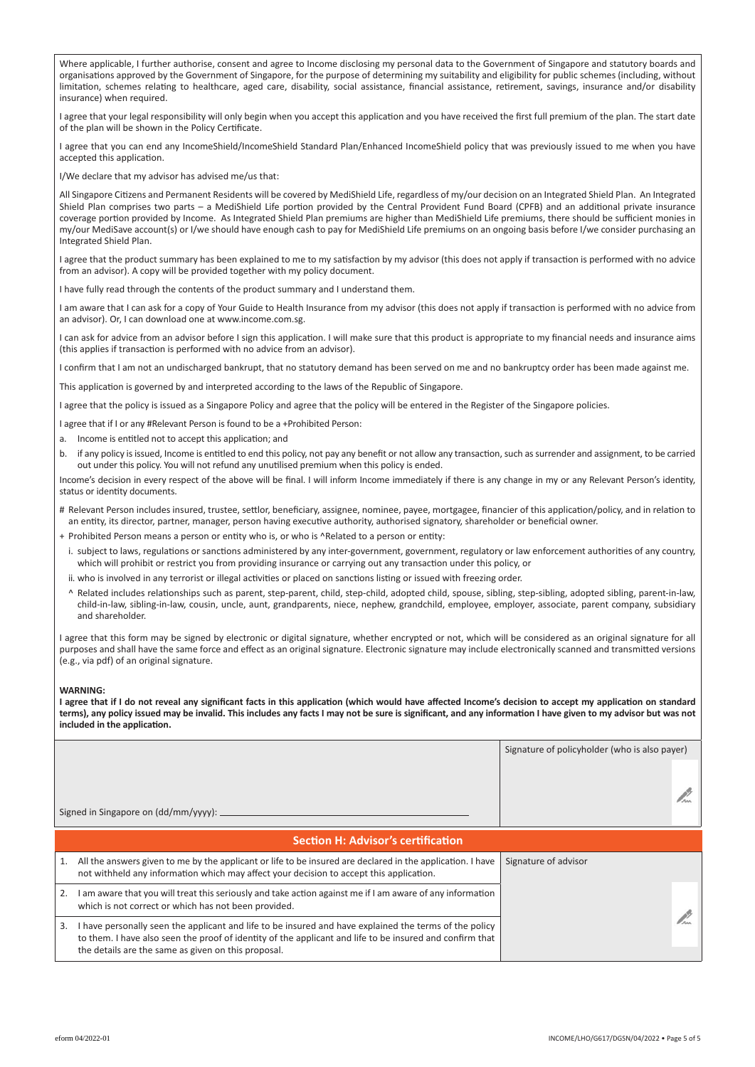Where applicable, I further authorise, consent and agree to Income disclosing my personal data to the Government of Singapore and statutory boards and organisations approved by the Government of Singapore, for the purpose of determining my suitability and eligibility for public schemes (including, without limitation, schemes relating to healthcare, aged care, disability, social assistance, financial assistance, retirement, savings, insurance and/or disability insurance) when required.

I agree that your legal responsibility will only begin when you accept this application and you have received the first full premium of the plan. The start date of the plan will be shown in the Policy Certificate.

I agree that you can end any IncomeShield/IncomeShield Standard Plan/Enhanced IncomeShield policy that was previously issued to me when you have accepted this application.

I/We declare that my advisor has advised me/us that:

All Singapore Citizens and Permanent Residents will be covered by MediShield Life, regardless of my/our decision on an Integrated Shield Plan. An Integrated Shield Plan comprises two parts – a MediShield Life portion provided by the Central Provident Fund Board (CPFB) and an additional private insurance coverage portion provided by Income. As Integrated Shield Plan premiums are higher than MediShield Life premiums, there should be sufficient monies in my/our MediSave account(s) or I/we should have enough cash to pay for MediShield Life premiums on an ongoing basis before I/we consider purchasing an Integrated Shield Plan.

I agree that the product summary has been explained to me to my satisfaction by my advisor (this does not apply if transaction is performed with no advice from an advisor). A copy will be provided together with my policy document.

I have fully read through the contents of the product summary and I understand them.

I am aware that I can ask for a copy of Your Guide to Health Insurance from my advisor (this does not apply if transaction is performed with no advice from an advisor). Or, I can download one at www.income.com.sg.

I can ask for advice from an advisor before I sign this application. I will make sure that this product is appropriate to my financial needs and insurance aims (this applies if transaction is performed with no advice from an advisor).

I confirm that I am not an undischarged bankrupt, that no statutory demand has been served on me and no bankruptcy order has been made against me.

This application is governed by and interpreted according to the laws of the Republic of Singapore.

I agree that the policy is issued as a Singapore Policy and agree that the policy will be entered in the Register of the Singapore policies.

I agree that if I or any #Relevant Person is found to be a +Prohibited Person:

a. Income is entitled not to accept this application; and
b. if any policy is issued, Income is entitled to end this policy, not pay any benefit or not allow any transaction, such as surrender and assignment, to be carried out under this policy. You will not refund any unutilised premium when this policy is ended.

Income's decision in every respect of the above will be final. I will inform Income immediately if there is any change in my or any Relevant Person's identity, status or identity documents.

# Relevant Person includes insured, trustee, settlor, beneficiary, assignee, nominee, payee, mortgagee, financier of this application/policy, and in relation to an entity, its director, partner, manager, person having executive authority, authorised signatory, shareholder or beneficial owner.

+ Prohibited Person means a person or entity who is, or who is ^Related to a person or entity:

i. subject to laws, regulations or sanctions administered by any inter-government, government, regulatory or law enforcement authorities of any country, which will prohibit or restrict you from providing insurance or carrying out any transaction under this policy, or
ii. who is involved in any terrorist or illegal activities or placed on sanctions listing or issued with freezing order.

^ Related includes relationships such as parent, step-parent, child, step-child, adopted child, spouse, sibling, step-sibling, adopted sibling, parent-in-law, child-in-law, sibling-in-law, cousin, uncle, aunt, grandparents, niece, nephew, grandchild, employee, employer, associate, parent company, subsidiary and shareholder.

I agree that this form may be signed by electronic or digital signature, whether encrypted or not, which will be considered as an original signature for all purposes and shall have the same force and effect as an original signature. Electronic signature may include electronically scanned and transmitted versions (e.g., via pdf) of an original signature.

**WARNING:**
**I agree that if I do not reveal any significant facts in this application (which would have affected Income's decision to accept my application on standard terms), any policy issued may be invalid. This includes any facts I may not be sure is significant, and any information I have given to my advisor but was not included in the application.**

| | |
|---|---|
| Signed in Singapore on (dd/mm/yyyy): ______________________ | Signature of policyholder (who is also payer) |

## Section H: Advisor's certification

| | |
|---|---|
| 1. All the answers given to me by the applicant or life to be insured are declared in the application. I have not withheld any information which may affect your decision to accept this application. | Signature of advisor |
| 2. I am aware that you will treat this seriously and take action against me if I am aware of any information which is not correct or which has not been provided. | |
| 3. I have personally seen the applicant and life to be insured and have explained the terms of the policy to them. I have also seen the proof of identity of the applicant and life to be insured and confirm that the details are the same as given on this proposal. | |

eform 04/2022-01

INCOME/LHO/G617/DGSN/04/2022